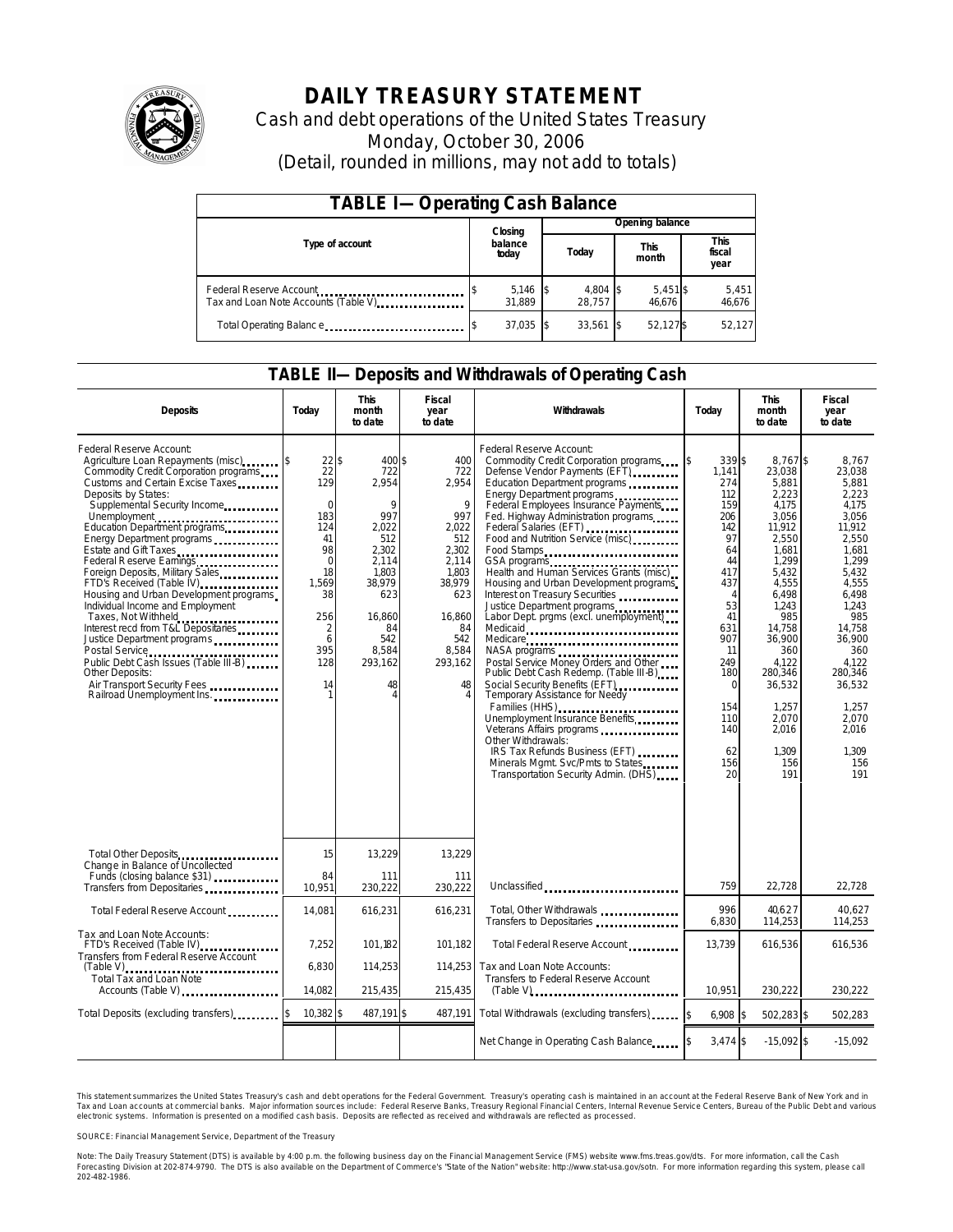# DAILY TREASURY STATEMENT

Cash and debt operations of the United States Treasury

Monday, October 30, 2006

(Detail, rounded in millions, may not add to totals)

## TABLE I—Operating Cash Balance

| Type of account | Closing balance today | Opening balance Today | Opening balance This month | Opening balance This fiscal year |
|---|---|---|---|---|
| Federal Reserve Account | $ 5,146 | $ 4,804 | $ 5,451 | $ 5,451 |
| Tax and Loan Note Accounts (Table V) | 31,889 | 28,757 | 46,676 | 46,676 |
| Total Operating Balance | $ 37,035 | $ 33,561 | $ 52,127 | $ 52,127 |

## TABLE II—Deposits and Withdrawals of Operating Cash

| Deposits | Today | This month to date | Fiscal year to date | Withdrawals | Today | This month to date | Fiscal year to date |
|---|---|---|---|---|---|---|---|
| Federal Reserve Account: | | | | Federal Reserve Account: | | | |
| Agriculture Loan Repayments (misc) | $ 22 | $ 400 | $ 400 | Commodity Credit Corporation programs | $ 339 | $ 8,767 | $ 8,767 |
| Commodity Credit Corporation programs | 22 | 722 | 722 | Defense Vendor Payments (EFT) | 1,141 | 23,038 | 23,038 |
| Customs and Certain Excise Taxes | 129 | 2,954 | 2,954 | Education Department programs | 274 | 5,881 | 5,881 |
| Deposits by States: | | | | Energy Department programs | 112 | 2,223 | 2,223 |
| Supplemental Security Income | 0 | 9 | 9 | Federal Employees Insurance Payments | 159 | 4,175 | 4,175 |
| Unemployment | 183 | 997 | 997 | Fed. Highway Administration programs | 206 | 3,056 | 3,056 |
| Education Department programs | 124 | 2,022 | 2,022 | Federal Salaries (EFT) | 142 | 11,912 | 11,912 |
| Energy Department programs | 41 | 512 | 512 | Food and Nutrition Service (misc) | 97 | 2,550 | 2,550 |
| Estate and Gift Taxes | 98 | 2,302 | 2,302 | Food Stamps | 64 | 1,681 | 1,681 |
| Federal Reserve Earnings | 0 | 2,114 | 2,114 | GSA programs | 44 | 1,299 | 1,299 |
| Foreign Deposits, Military Sales | 18 | 1,803 | 1,803 | Health and Human Services Grants (misc) | 417 | 5,432 | 5,432 |
| FTD's Received (Table IV) | 1,569 | 38,979 | 38,979 | Housing and Urban Development programs | 437 | 4,555 | 4,555 |
| Housing and Urban Development programs | 38 | 623 | 623 | Interest on Treasury Securities | 4 | 6,498 | 6,498 |
| Individual Income and Employment | | | | Justice Department programs | 53 | 1,243 | 1,243 |
| Taxes, Not Withheld | 256 | 16,860 | 16,860 | Labor Dept. prgms (excl. unemployment) | 41 | 985 | 985 |
| Interest recd from T&L Depositaries | 2 | 84 | 84 | Medicaid | 631 | 14,758 | 14,758 |
| Justice Department programs | 6 | 542 | 542 | Medicare | 907 | 36,900 | 36,900 |
| Postal Service | 395 | 8,584 | 8,584 | NASA programs | 11 | 360 | 360 |
| Public Debt Cash Issues (Table III-B) | 128 | 293,162 | 293,162 | Postal Service Money Orders and Other | 249 | 4,122 | 4,122 |
| Other Deposits: | | | | Public Debt Cash Redemp. (Table III-B) | 180 | 280,346 | 280,346 |
| Air Transport Security Fees | 14 | 48 | 48 | Social Security Benefits (EFT) | 0 | 36,532 | 36,532 |
| Railroad Unemployment Ins. | 1 | 4 | 4 | Temporary Assistance for Needy Families (HHS) | 154 | 1,257 | 1,257 |
| | | | | Unemployment Insurance Benefits | 110 | 2,070 | 2,070 |
| | | | | Veterans Affairs programs | 140 | 2,016 | 2,016 |
| | | | | Other Withdrawals: | | | |
| | | | | IRS Tax Refunds Business (EFT) | 62 | 1,309 | 1,309 |
| | | | | Minerals Mgmt. Svc/Pmts to States | 156 | 156 | 156 |
| | | | | Transportation Security Admin. (DHS) | 20 | 191 | 191 |
| Total Other Deposits | 15 | 13,229 | 13,229 | | | | |
| Change in Balance of Uncollected Funds (closing balance $31) | 84 | 111 | 111 | | | | |
| Transfers from Depositaries | 10,951 | 230,222 | 230,222 | Unclassified | 759 | 22,728 | 22,728 |
| Total Federal Reserve Account | 14,081 | 616,231 | 616,231 | Total, Other Withdrawals | 996 | 40,627 | 40,627 |
| | | | | Transfers to Depositaries | 6,830 | 114,253 | 114,253 |
| Tax and Loan Note Accounts: | | | | | | | |
| FTD's Received (Table IV) | 7,252 | 101,182 | 101,182 | Total Federal Reserve Account | 13,739 | 616,536 | 616,536 |
| Transfers from Federal Reserve Account (Table V) | 6,830 | 114,253 | 114,253 | Tax and Loan Note Accounts: | | | |
| Total Tax and Loan Note Accounts (Table V) | 14,082 | 215,435 | 215,435 | Transfers to Federal Reserve Account (Table V) | 10,951 | 230,222 | 230,222 |
| Total Deposits (excluding transfers) | $ 10,382 | $ 487,191 | $ 487,191 | Total Withdrawals (excluding transfers) | $ 6,908 | $ 502,283 | $ 502,283 |
| | | | | Net Change in Operating Cash Balance | $ 3,474 | $ -15,092 | $ -15,092 |

This statement summarizes the United States Treasury's cash and debt operations for the Federal Government. Treasury's operating cash is maintained in an account at the Federal Reserve Bank of New York and in Tax and Loan accounts at commercial banks. Major information sources include: Federal Reserve Banks, Treasury Regional Financial Centers, Internal Revenue Service Centers, Bureau of the Public Debt and various electronic systems. Information is presented on a modified cash basis. Deposits are reflected as received and withdrawals are reflected as processed.

SOURCE: Financial Management Service, Department of the Treasury

Note: The Daily Treasury Statement (DTS) is available by 4:00 p.m. the following business day on the Financial Management Service (FMS) website www.fms.treas.gov/dts. For more information, call the Cash Forecasting Division at 202-874-9790. The DTS is also available on the Department of Commerce's "State of the Nation" website: http://www.stat-usa.gov/sotn. For more information regarding this system, please call 202-482-1986.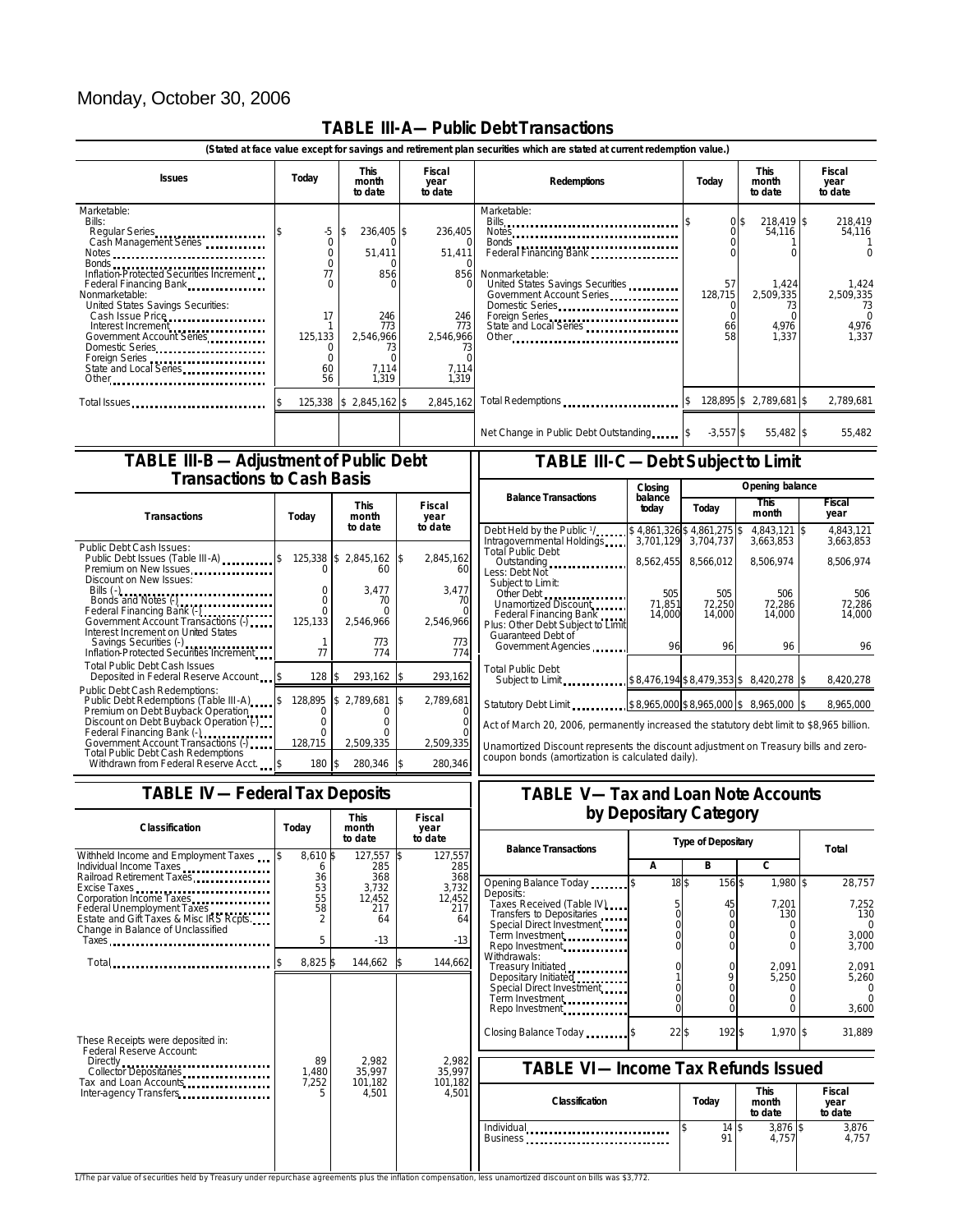Monday, October 30, 2006

## TABLE III-A — Public Debt Transactions

(Stated at face value except for savings and retirement plan securities which are stated at current redemption value.)

| Issues | Today | This month to date | Fiscal year to date |
|---|---|---|---|
| Marketable: | | | |
| Bills: | | | |
| Regular Series | $ -5 | $ 236,405 | $ 236,405 |
| Cash Management Series | 0 | 0 | 0 |
| Notes | 0 | 51,411 | 51,411 |
| Bonds | 0 | 0 | 0 |
| Inflation-Protected Securities Increment | 77 | 856 | 856 |
| Federal Financing Bank | 0 | 0 | 0 |
| Nonmarketable: | | | |
| United States Savings Securities: | | | |
| Cash Issue Price | 17 | 246 | 246 |
| Interest Increment | 1 | 773 | 773 |
| Government Account Series | 125,133 | 2,546,966 | 2,546,966 |
| Domestic Series | 0 | 73 | 73 |
| Foreign Series | 0 | 0 | 0 |
| State and Local Series | 60 | 7,114 | 7,114 |
| Other | 56 | 1,319 | 1,319 |
| Total Issues | $ 125,338 | $ 2,845,162 | $ 2,845,162 |

| Redemptions | Today | This month to date | Fiscal year to date |
|---|---|---|---|
| Marketable: | | | |
| Bills | $ 0 | $ 218,419 | $ 218,419 |
| Notes | 0 | 54,116 | 54,116 |
| Bonds | 0 | 1 | 1 |
| Federal Financing Bank | 0 | 0 | 0 |
| Nonmarketable: | | | |
| United States Savings Securities | 57 | 1,424 | 1,424 |
| Government Account Series | 128,715 | 2,509,335 | 2,509,335 |
| Domestic Series | 0 | 73 | 73 |
| Foreign Series | 0 | 0 | 0 |
| State and Local Series | 66 | 4,976 | 4,976 |
| Other | 58 | 1,337 | 1,337 |
| Total Redemptions | $ 128,895 | $ 2,789,681 | $ 2,789,681 |
| Net Change in Public Debt Outstanding | $ -3,557 | $ 55,482 | $ 55,482 |

## TABLE III-B — Adjustment of Public Debt Transactions to Cash Basis

| Transactions | Today | This month to date | Fiscal year to date |
|---|---|---|---|
| Public Debt Cash Issues: | | | |
| Public Debt Issues (Table III-A) | $ 125,338 | $ 2,845,162 | $ 2,845,162 |
| Premium on New Issues | 0 | 60 | 60 |
| Discount on New Issues: | | | |
| Bills (-) | 0 | 3,477 | 3,477 |
| Bonds and Notes (-) | 0 | 70 | 70 |
| Federal Financing Bank (-) | 0 | 0 | 0 |
| Government Account Transactions (-) | 125,133 | 2,546,966 | 2,546,966 |
| Interest Increment on United States Savings Securities (-) | 1 | 773 | 773 |
| Inflation-Protected Securities Increment | 77 | 774 | 774 |
| Total Public Debt Cash Issues Deposited in Federal Reserve Account | $ 128 | $ 293,162 | $ 293,162 |
| Public Debt Cash Redemptions: | | | |
| Public Debt Redemptions (Table III-A) | $ 128,895 | $ 2,789,681 | $ 2,789,681 |
| Premium on Debt Buyback Operation | 0 | 0 | 0 |
| Discount on Debt Buyback Operation (-) | 0 | 0 | 0 |
| Federal Financing Bank (-) | 0 | 0 | 0 |
| Government Account Transactions (-) | 128,715 | 2,509,335 | 2,509,335 |
| Total Public Debt Cash Redemptions Withdrawn from Federal Reserve Acct. | $ 180 | $ 280,346 | $ 280,346 |

## TABLE III-C — Debt Subject to Limit

| Balance Transactions | Closing balance today | Opening balance Today | Opening balance This month | Opening balance Fiscal year |
|---|---|---|---|---|
| Debt Held by the Public 1/ | $ 4,861,326 | $ 4,861,275 | $ 4,843,121 | $ 4,843,121 |
| Intragovernmental Holdings | 3,701,129 | 3,704,737 | 3,663,853 | 3,663,853 |
| Total Public Debt Outstanding | 8,562,455 | 8,566,012 | 8,506,974 | 8,506,974 |
| Less: Debt Not Subject to Limit: | | | | |
| Other Debt | 505 | 505 | 506 | 506 |
| Unamortized Discount | 71,851 | 72,250 | 72,286 | 72,286 |
| Federal Financing Bank | 14,000 | 14,000 | 14,000 | 14,000 |
| Plus: Other Debt Subject to Limit | | | | |
| Guaranteed Debt of Government Agencies | 96 | 96 | 96 | 96 |
| Total Public Debt Subject to Limit | $ 8,476,194 | $ 8,479,353 | $ 8,420,278 | $ 8,420,278 |
| Statutory Debt Limit | $ 8,965,000 | $ 8,965,000 | $ 8,965,000 | $ 8,965,000 |

Act of March 20, 2006, permanently increased the statutory debt limit to $8,965 billion.

Unamortized Discount represents the discount adjustment on Treasury bills and zero-coupon bonds (amortization is calculated daily).

## TABLE IV — Federal Tax Deposits

| Classification | Today | This month to date | Fiscal year to date |
|---|---|---|---|
| Withheld Income and Employment Taxes | $ 8,610 | $ 127,557 | $ 127,557 |
| Individual Income Taxes | 6 | 285 | 285 |
| Railroad Retirement Taxes | 36 | 368 | 368 |
| Excise Taxes | 53 | 3,732 | 3,732 |
| Corporation Income Taxes | 55 | 12,452 | 12,452 |
| Federal Unemployment Taxes | 58 | 217 | 217 |
| Estate and Gift Taxes & Misc IRS Rcpts. | 2 | 64 | 64 |
| Change in Balance of Unclassified Taxes | 5 | -13 | -13 |
| Total | $ 8,825 | $ 144,662 | $ 144,662 |
| These Receipts were deposited in: | | | |
| Federal Reserve Account: | | | |
| Directly | 89 | 2,982 | 2,982 |
| Collector Depositaries | 1,480 | 35,997 | 35,997 |
| Tax and Loan Accounts | 7,252 | 101,182 | 101,182 |
| Inter-agency Transfers | 5 | 4,501 | 4,501 |

## TABLE V — Tax and Loan Note Accounts by Depositary Category

| Balance Transactions | Type of Depositary A | B | C | Total |
|---|---|---|---|---|
| Opening Balance Today | $ 18 | $ 156 | $ 1,980 | $ 28,757 |
| Deposits: | | | | |
| Taxes Received (Table IV) | 5 | 45 | 7,201 | 7,252 |
| Transfers to Depositaries | 0 | 0 | 130 | 130 |
| Special Direct Investment | 0 | 0 | 0 | 0 |
| Term Investment | 0 | 0 | 0 | 3,000 |
| Repo Investment | 0 | 0 | 0 | 3,700 |
| Withdrawals: | | | | |
| Treasury Initiated | 0 | 0 | 2,091 | 2,091 |
| Depositary Initiated | 1 | 9 | 5,250 | 5,260 |
| Special Direct Investment | 0 | 0 | 0 | 0 |
| Term Investment | 0 | 0 | 0 | 0 |
| Repo Investment | 0 | 0 | 0 | 3,600 |
| Closing Balance Today | $ 22 | $ 192 | $ 1,970 | $ 31,889 |

## TABLE VI — Income Tax Refunds Issued

| Classification | Today | This month to date | Fiscal year to date |
|---|---|---|---|
| Individual | $ 14 | $ 3,876 | $ 3,876 |
| Business | 91 | 4,757 | 4,757 |

1/The par value of securities held by Treasury under repurchase agreements plus the inflation compensation, less unamortized discount on bills was $3,772.